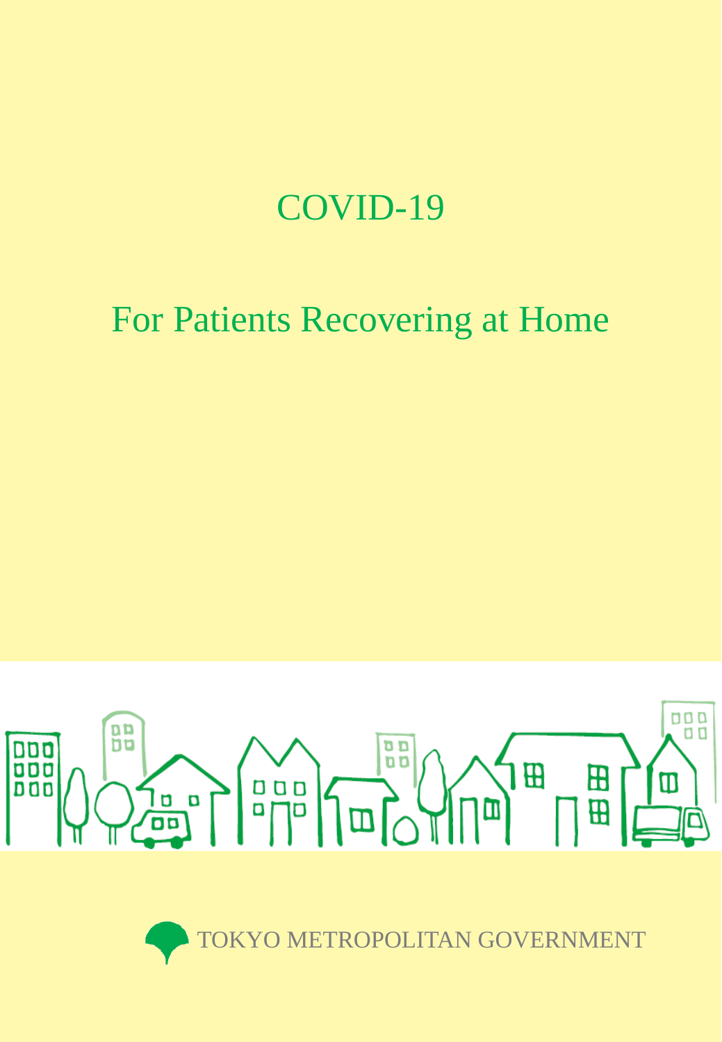# COVID-19

## For Patients Recovering at Home

TOKYO METROPOLITAN GOVERNMENT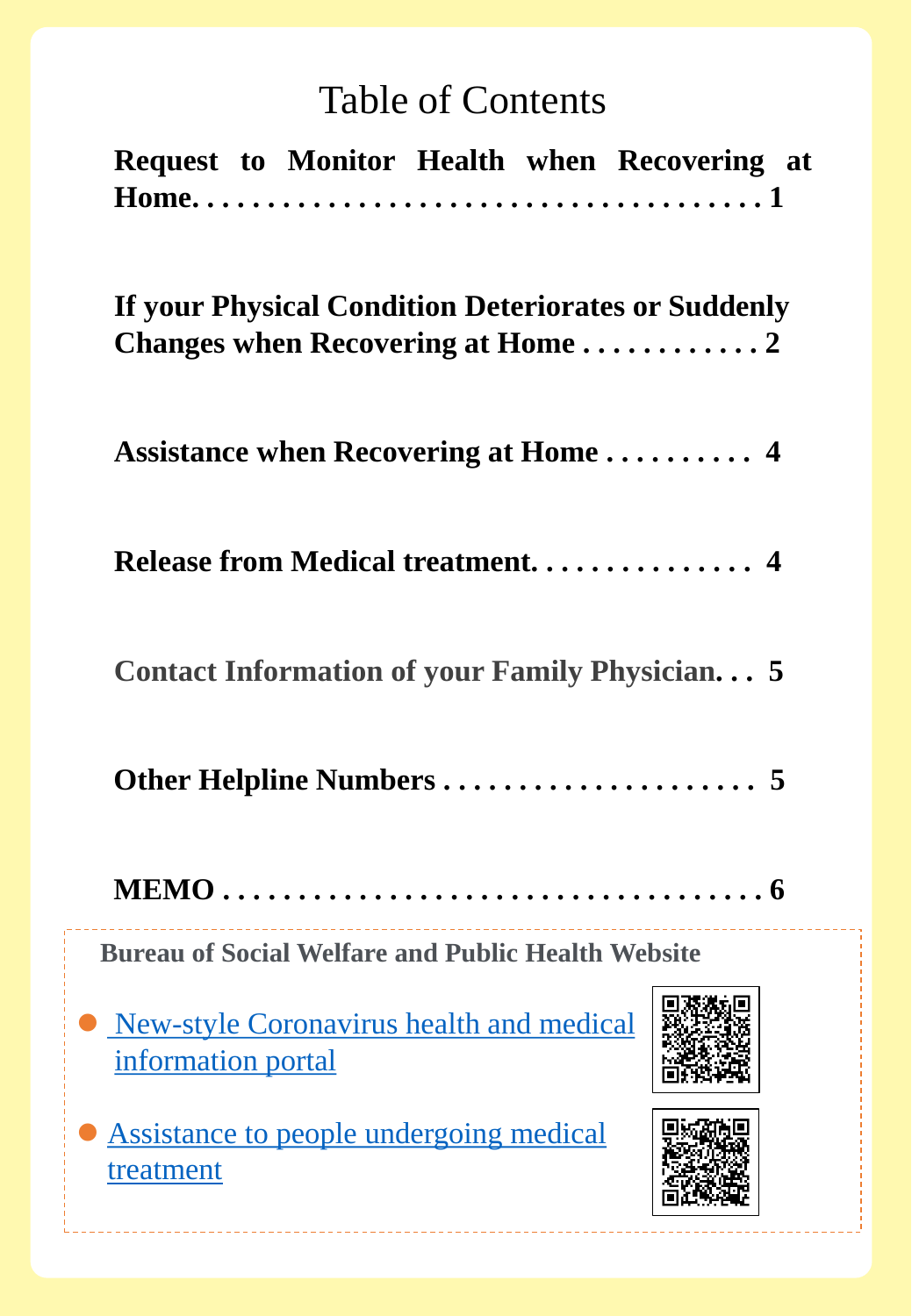# Table of Contents

**Request to Monitor Health when Recovering at Home. . . . . . . . . . . . . . . . . . . . . . . . . . . . . . . . . . . . . . 1**

**If your Physical Condition Deteriorates or Suddenly Changes when Recovering at Home . . . . . . . . . . . . 2**

**Assistance when Recovering at Home . . . . . . . . . . 4**

**Release from Medical treatment. . . . . . . . . . . . . . . 4**

**Contact Information of your Family Physician. . . 5**

**Other Helpline Numbers . . . . . . . . . . . . . . . . . . . . . 5**

**MEMO . . . . . . . . . . . . . . . . . . . . . . . . . . . . . . . . . . . 6**

**Bureau of Social Welfare and Public Health Website**

- New-style Coronavirus health and medical information portal
- Assistance to people undergoing medical treatment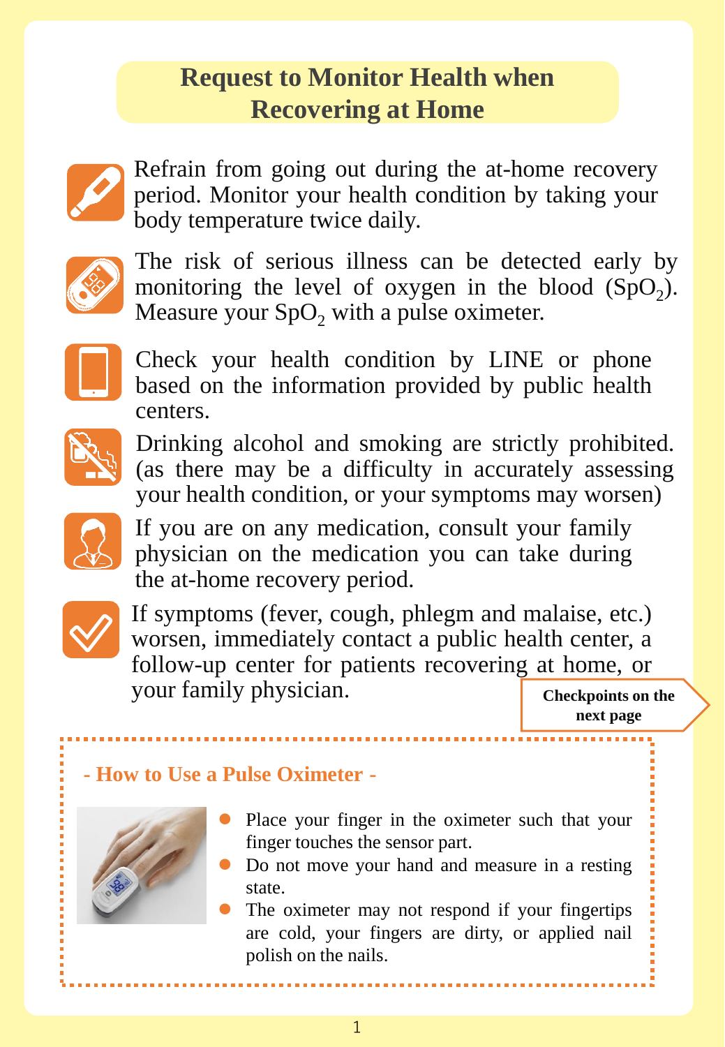# Request to Monitor Health when Recovering at Home

Refrain from going out during the at-home recovery period. Monitor your health condition by taking your body temperature twice daily.

The risk of serious illness can be detected early by monitoring the level of oxygen in the blood ($SpO_2$). Measure your $SpO_2$ with a pulse oximeter.

Check your health condition by LINE or phone based on the information provided by public health centers.

Drinking alcohol and smoking are strictly prohibited. (as there may be a difficulty in accurately assessing your health condition, or your symptoms may worsen)

If you are on any medication, consult your family physician on the medication you can take during the at-home recovery period.

If symptoms (fever, cough, phlegm and malaise, etc.) worsen, immediately contact a public health center, a follow-up center for patients recovering at home, or your family physician.

**Checkpoints on the next page**

## - How to Use a Pulse Oximeter -

- Place your finger in the oximeter such that your finger touches the sensor part.
- Do not move your hand and measure in a resting state.
- The oximeter may not respond if your fingertips are cold, your fingers are dirty, or applied nail polish on the nails.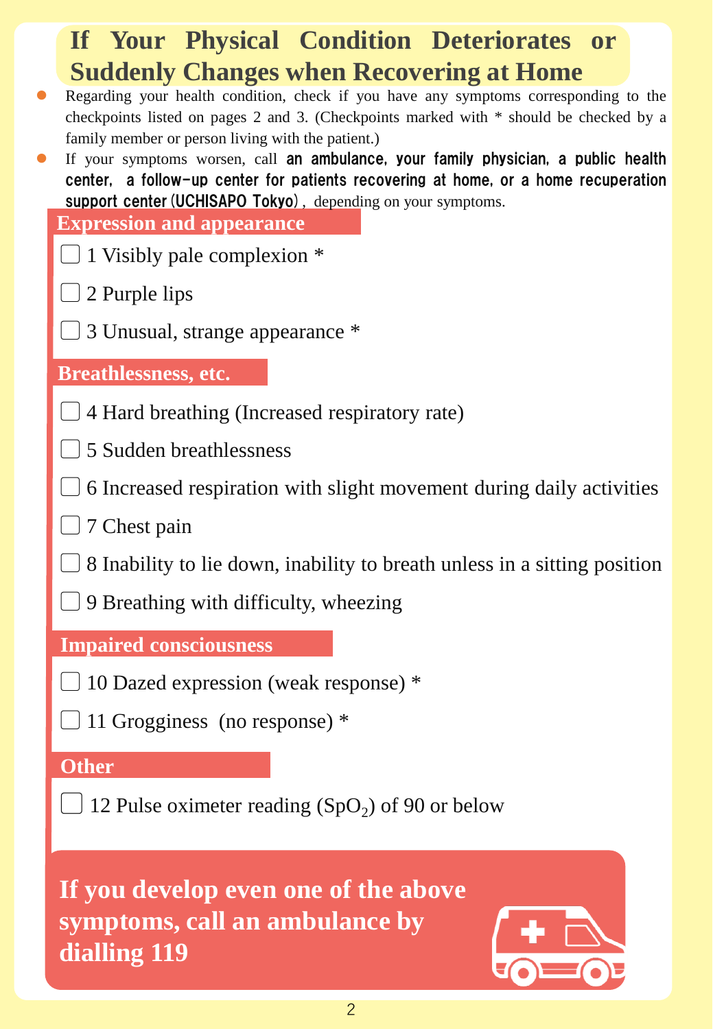# If Your Physical Condition Deteriorates or Suddenly Changes when Recovering at Home

- Regarding your health condition, check if you have any symptoms corresponding to the checkpoints listed on pages 2 and 3. (Checkpoints marked with * should be checked by a family member or person living with the patient.)
- If your symptoms worsen, call **an ambulance, your family physician, a public health center, a follow-up center for patients recovering at home, or a home recuperation support center (UCHISAPO Tokyo)**, depending on your symptoms.

## Expression and appearance

- ☐ 1 Visibly pale complexion *
- ☐ 2 Purple lips
- ☐ 3 Unusual, strange appearance *

## Breathlessness, etc.

- ☐ 4 Hard breathing (Increased respiratory rate)
- ☐ 5 Sudden breathlessness
- ☐ 6 Increased respiration with slight movement during daily activities
- ☐ 7 Chest pain
- ☐ 8 Inability to lie down, inability to breath unless in a sitting position
- ☐ 9 Breathing with difficulty, wheezing

## Impaired consciousness

- ☐ 10 Dazed expression (weak response) *
- ☐ 11 Grogginess (no response) *

## Other

- ☐ 12 Pulse oximeter reading ($SpO_2$) of 90 or below

**If you develop even one of the above symptoms, call an ambulance by dialling 119**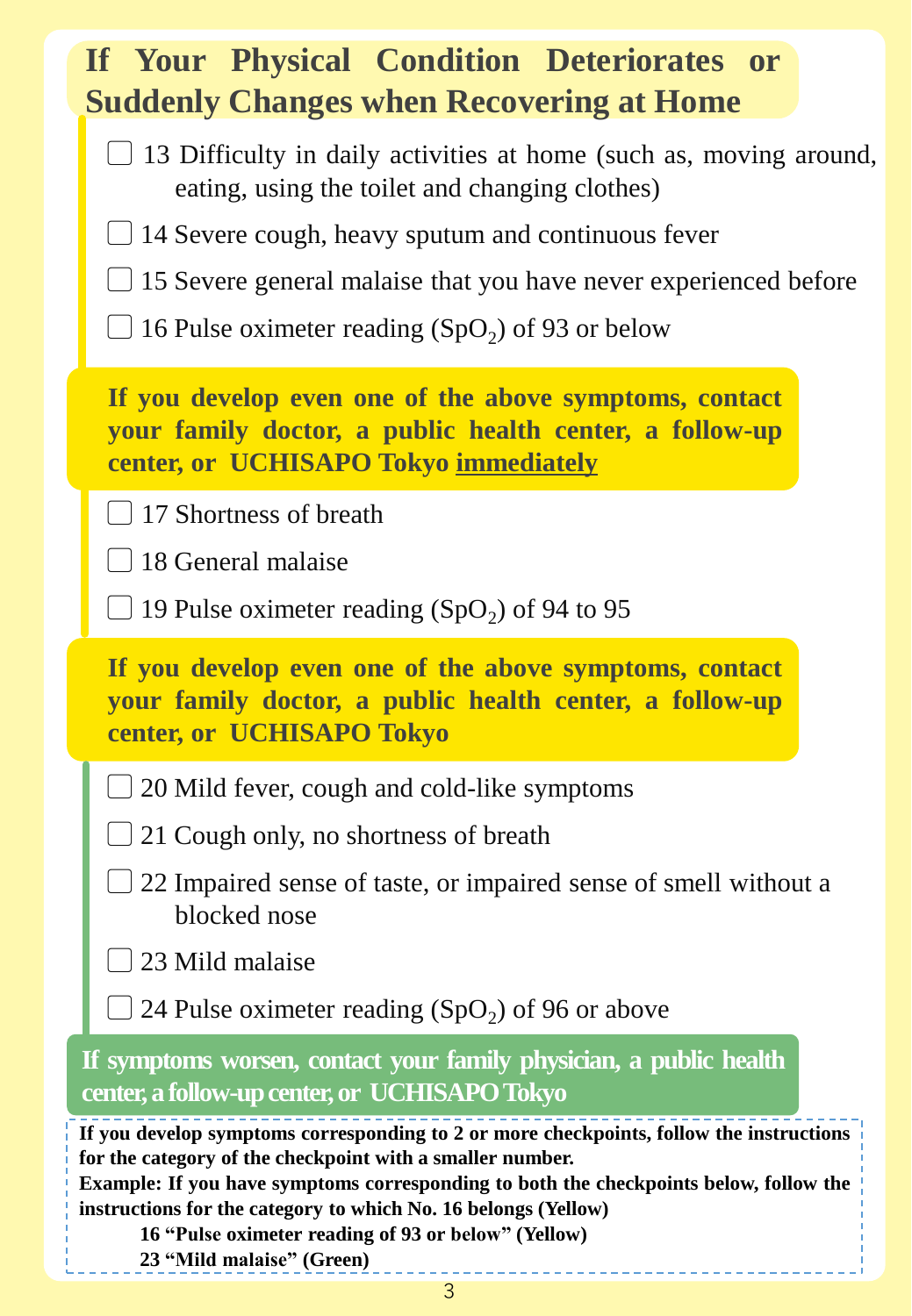## If Your Physical Condition Deteriorates or Suddenly Changes when Recovering at Home

- ☐ 13 Difficulty in daily activities at home (such as, moving around, eating, using the toilet and changing clothes)
- ☐ 14 Severe cough, heavy sputum and continuous fever
- ☐ 15 Severe general malaise that you have never experienced before
- ☐ 16 Pulse oximeter reading ($SpO_2$) of 93 or below

**If you develop even one of the above symptoms, contact your family doctor, a public health center, a follow-up center, or UCHISAPO Tokyo <u>immediately</u>**

- ☐ 17 Shortness of breath
- ☐ 18 General malaise
- ☐ 19 Pulse oximeter reading ($SpO_2$) of 94 to 95

**If you develop even one of the above symptoms, contact your family doctor, a public health center, a follow-up center, or UCHISAPO Tokyo**

- ☐ 20 Mild fever, cough and cold-like symptoms
- ☐ 21 Cough only, no shortness of breath
- ☐ 22 Impaired sense of taste, or impaired sense of smell without a blocked nose
- ☐ 23 Mild malaise
- ☐ 24 Pulse oximeter reading ($SpO_2$) of 96 or above

**If symptoms worsen, contact your family physician, a public health center, a follow-up center, or UCHISAPO Tokyo**

**If you develop symptoms corresponding to 2 or more checkpoints, follow the instructions for the category of the checkpoint with a smaller number.**
**Example: If you have symptoms corresponding to both the checkpoints below, follow the instructions for the category to which No. 16 belongs (Yellow)**
**16 "Pulse oximeter reading of 93 or below" (Yellow)**
**23 "Mild malaise" (Green)**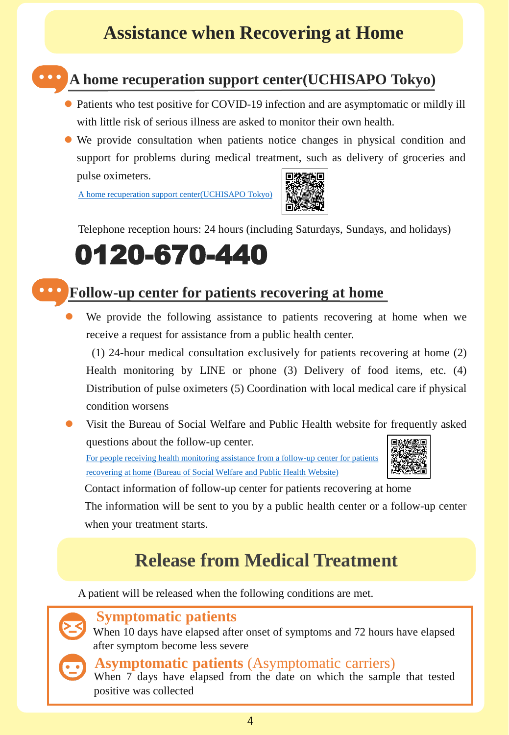# Assistance when Recovering at Home

## A home recuperation support center(UCHISAPO Tokyo)

- Patients who test positive for COVID-19 infection and are asymptomatic or mildly ill with little risk of serious illness are asked to monitor their own health.
- We provide consultation when patients notice changes in physical condition and support for problems during medical treatment, such as delivery of groceries and pulse oximeters.

A home recuperation support center(UCHISAPO Tokyo)

Telephone reception hours: 24 hours (including Saturdays, Sundays, and holidays)

**0120-670-440**

## Follow-up center for patients recovering at home

- We provide the following assistance to patients recovering at home when we receive a request for assistance from a public health center.

  (1) 24-hour medical consultation exclusively for patients recovering at home (2) Health monitoring by LINE or phone (3) Delivery of food items, etc. (4) Distribution of pulse oximeters (5) Coordination with local medical care if physical condition worsens

- Visit the Bureau of Social Welfare and Public Health website for frequently asked questions about the follow-up center.

  For people receiving health monitoring assistance from a follow-up center for patients recovering at home (Bureau of Social Welfare and Public Health Website)

  Contact information of follow-up center for patients recovering at home
  The information will be sent to you by a public health center or a follow-up center when your treatment starts.

# Release from Medical Treatment

A patient will be released when the following conditions are met.

**Symptomatic patients**
When 10 days have elapsed after onset of symptoms and 72 hours have elapsed after symptom become less severe

**Asymptomatic patients** (Asymptomatic carriers)
When 7 days have elapsed from the date on which the sample that tested positive was collected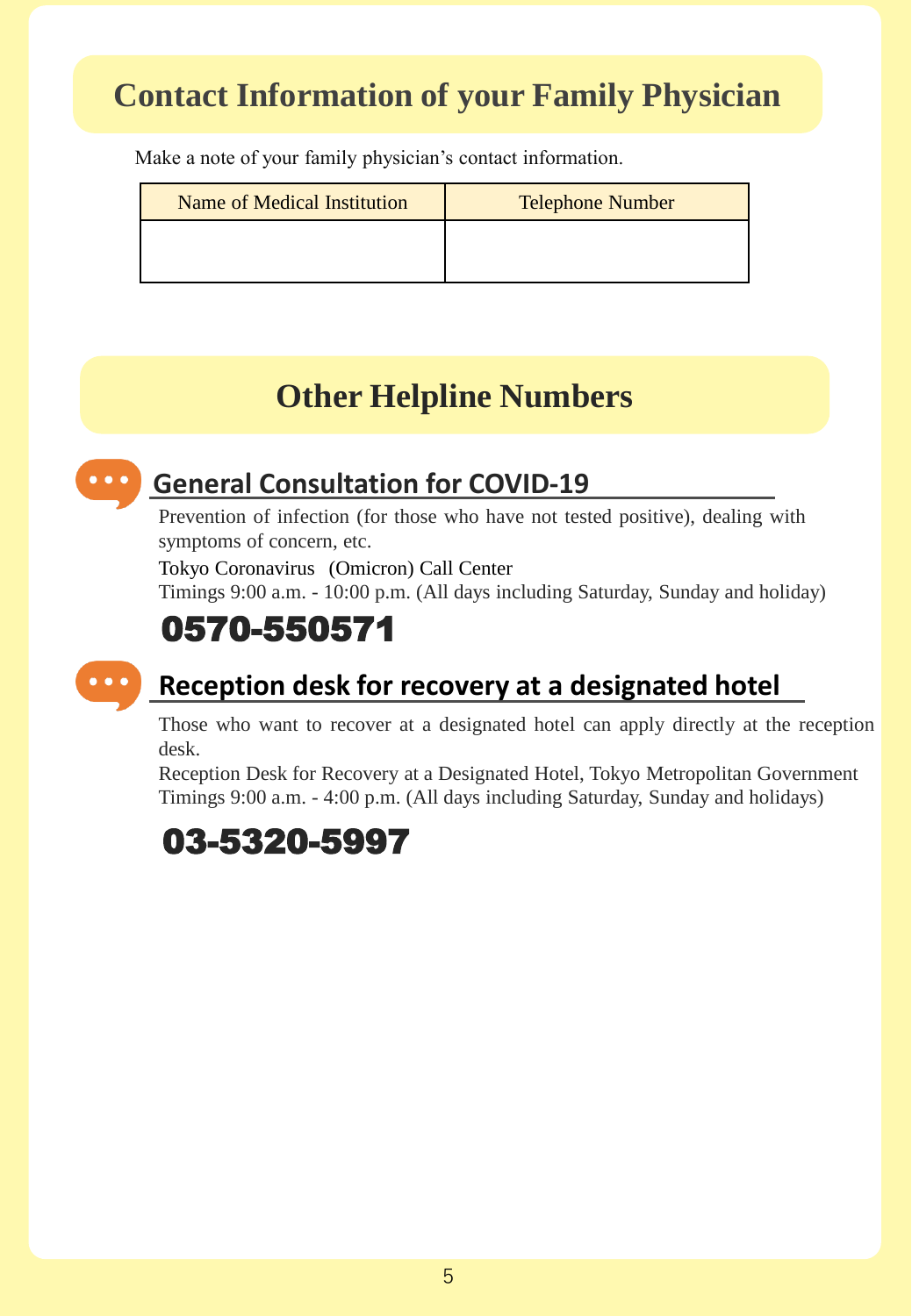## Contact Information of your Family Physician

Make a note of your family physician's contact information.

| Name of Medical Institution | Telephone Number |
| --- | --- |
| | |

## Other Helpline Numbers

### General Consultation for COVID-19

Prevention of infection (for those who have not tested positive), dealing with symptoms of concern, etc.

Tokyo Coronavirus (Omicron) Call Center

Timings 9:00 a.m. - 10:00 p.m. (All days including Saturday, Sunday and holiday)

**0570-550571**

### Reception desk for recovery at a designated hotel

Those who want to recover at a designated hotel can apply directly at the reception desk.

Reception Desk for Recovery at a Designated Hotel, Tokyo Metropolitan Government

Timings 9:00 a.m. - 4:00 p.m. (All days including Saturday, Sunday and holidays)

**03-5320-5997**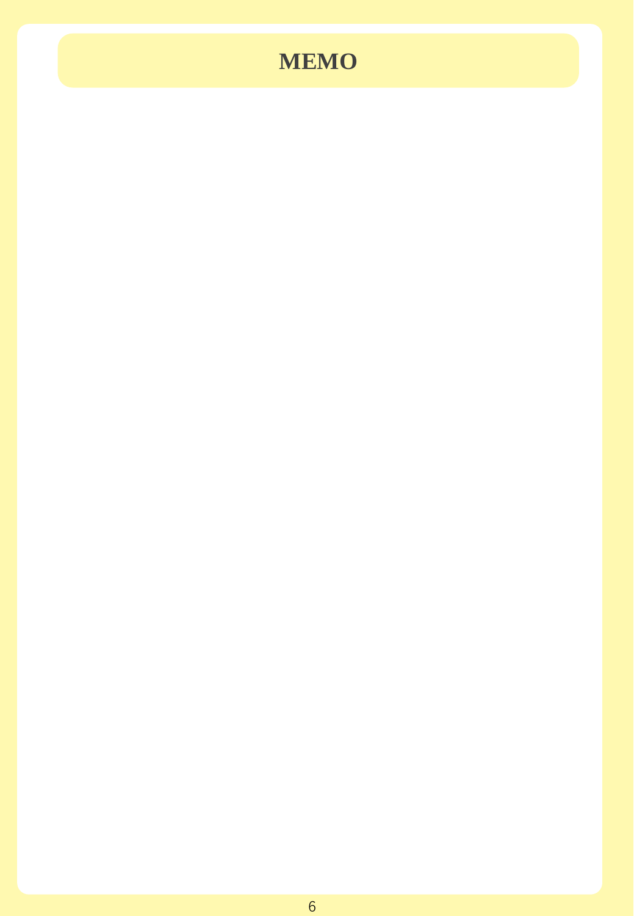# MEMO